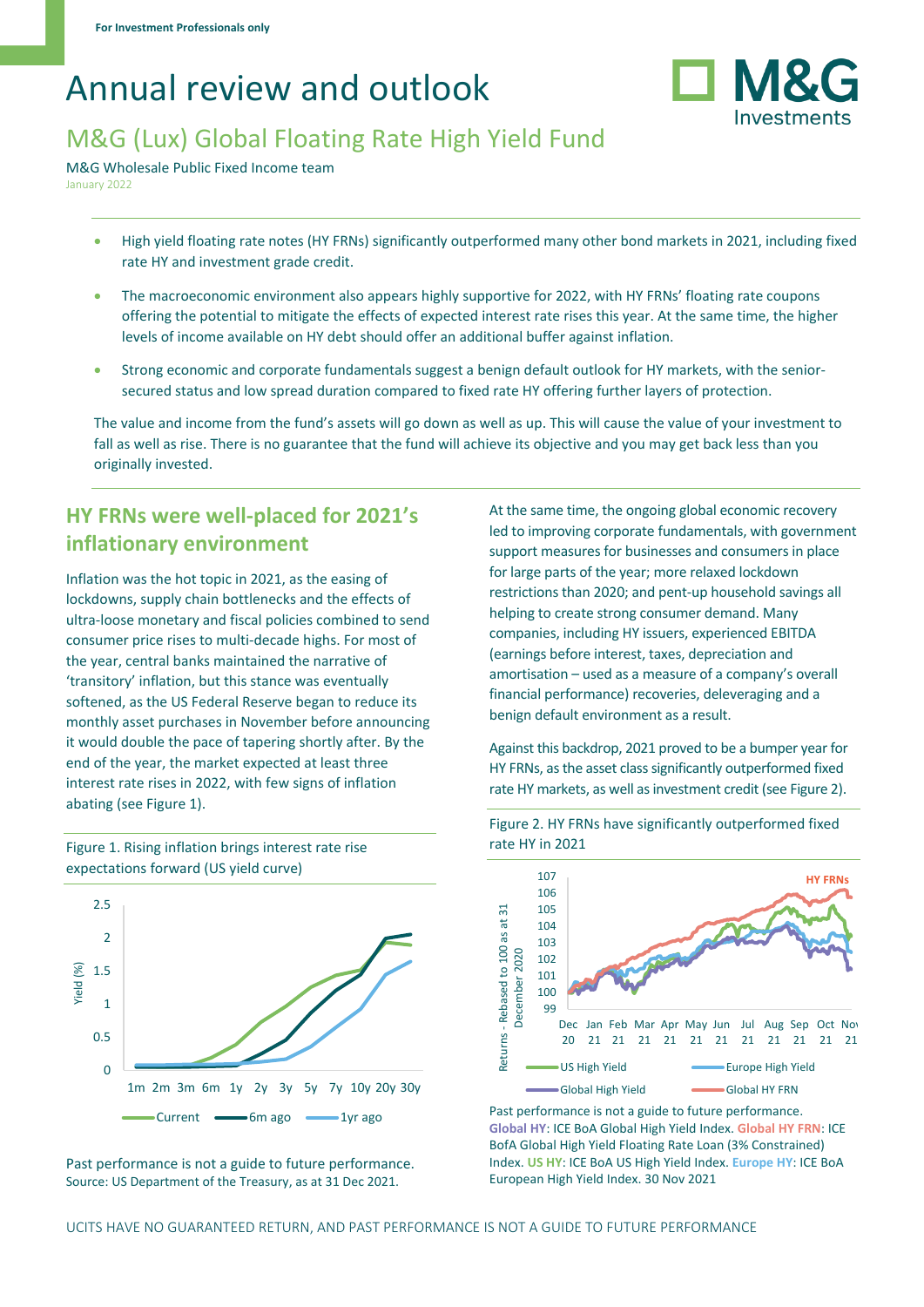For Investment Professionals only

# Annual review and outlook

## M&G (Lux) Global Floating Rate High Yield Fund

M&G Wholesale Public Fixed Income team

January 2022

- High yield floating rate notes (HY FRNs) significantly outperformed many other bond markets in 2021, including fixed rate HY and investment grade credit.
- The macroeconomic environment also appears highly supportive for 2022, with HY FRNs' floating rate coupons offering the potential to mitigate the effects of expected interest rate rises this year. At the same time, the higher levels of income available on HY debt should offer an additional buffer against inflation.
- Strong economic and corporate fundamentals suggest a benign default outlook for HY markets, with the senior-secured status and low spread duration compared to fixed rate HY offering further layers of protection.

The value and income from the fund's assets will go down as well as up. This will cause the value of your investment to fall as well as rise. There is no guarantee that the fund will achieve its objective and you may get back less than you originally invested.

### HY FRNs were well-placed for 2021's inflationary environment

Inflation was the hot topic in 2021, as the easing of lockdowns, supply chain bottlenecks and the effects of ultra-loose monetary and fiscal policies combined to send consumer price rises to multi-decade highs. For most of the year, central banks maintained the narrative of 'transitory' inflation, but this stance was eventually softened, as the US Federal Reserve began to reduce its monthly asset purchases in November before announcing it would double the pace of tapering shortly after. By the end of the year, the market expected at least three interest rate rises in 2022, with few signs of inflation abating (see Figure 1).

Figure 1. Rising inflation brings interest rate rise expectations forward (US yield curve)

Past performance is not a guide to future performance.
Source: US Department of the Treasury, as at 31 Dec 2021.

At the same time, the ongoing global economic recovery led to improving corporate fundamentals, with government support measures for businesses and consumers in place for large parts of the year; more relaxed lockdown restrictions than 2020; and pent-up household savings all helping to create strong consumer demand. Many companies, including HY issuers, experienced EBITDA (earnings before interest, taxes, depreciation and amortisation – used as a measure of a company's overall financial performance) recoveries, deleveraging and a benign default environment as a result.

Against this backdrop, 2021 proved to be a bumper year for HY FRNs, as the asset class significantly outperformed fixed rate HY markets, as well as investment credit (see Figure 2).

Figure 2. HY FRNs have significantly outperformed fixed rate HY in 2021

Past performance is not a guide to future performance.
Global HY: ICE BoA Global High Yield Index. Global HY FRN: ICE BofA Global High Yield Floating Rate Loan (3% Constrained) Index. US HY: ICE BoA US High Yield Index. Europe HY: ICE BoA European High Yield Index. 30 Nov 2021

UCITS HAVE NO GUARANTEED RETURN, AND PAST PERFORMANCE IS NOT A GUIDE TO FUTURE PERFORMANCE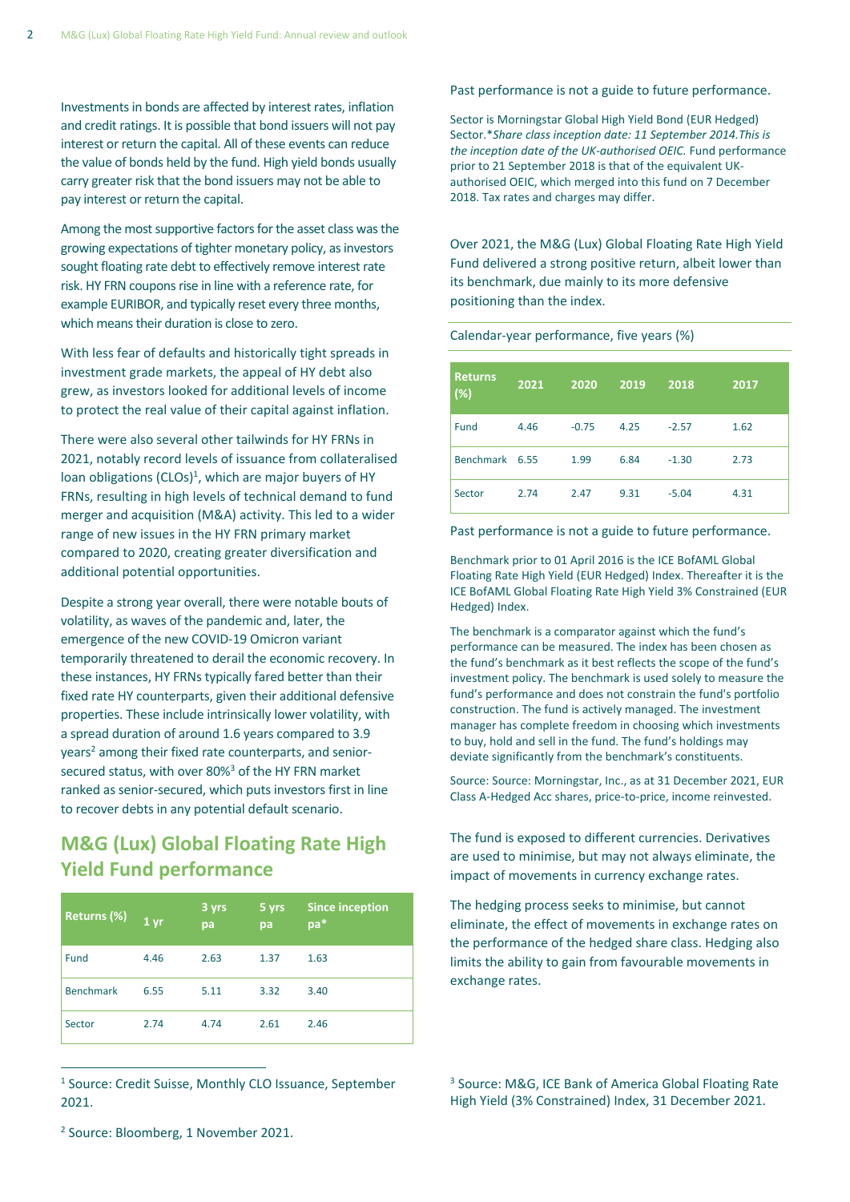Investments in bonds are affected by interest rates, inflation and credit ratings. It is possible that bond issuers will not pay interest or return the capital. All of these events can reduce the value of bonds held by the fund. High yield bonds usually carry greater risk that the bond issuers may not be able to pay interest or return the capital.

Among the most supportive factors for the asset class was the growing expectations of tighter monetary policy, as investors sought floating rate debt to effectively remove interest rate risk. HY FRN coupons rise in line with a reference rate, for example EURIBOR, and typically reset every three months, which means their duration is close to zero.

With less fear of defaults and historically tight spreads in investment grade markets, the appeal of HY debt also grew, as investors looked for additional levels of income to protect the real value of their capital against inflation.

There were also several other tailwinds for HY FRNs in 2021, notably record levels of issuance from collateralised loan obligations (CLOs)[1], which are major buyers of HY FRNs, resulting in high levels of technical demand to fund merger and acquisition (M&A) activity. This led to a wider range of new issues in the HY FRN primary market compared to 2020, creating greater diversification and additional potential opportunities.

Despite a strong year overall, there were notable bouts of volatility, as waves of the pandemic and, later, the emergence of the new COVID-19 Omicron variant temporarily threatened to derail the economic recovery. In these instances, HY FRNs typically fared better than their fixed rate HY counterparts, given their additional defensive properties. These include intrinsically lower volatility, with a spread duration of around 1.6 years compared to 3.9 years[2] among their fixed rate counterparts, and senior-secured status, with over 80%[3] of the HY FRN market ranked as senior-secured, which puts investors first in line to recover debts in any potential default scenario.

## M&G (Lux) Global Floating Rate High Yield Fund performance

| Returns (%) | 1 yr | 3 yrs pa | 5 yrs pa | Since inception pa* |
|---|---|---|---|---|
| Fund | 4.46 | 2.63 | 1.37 | 1.63 |
| Benchmark | 6.55 | 5.11 | 3.32 | 3.40 |
| Sector | 2.74 | 4.74 | 2.61 | 2.46 |

Past performance is not a guide to future performance.

Sector is Morningstar Global High Yield Bond (EUR Hedged) Sector.**Share class inception date: 11 September 2014.This is the inception date of the UK-authorised OEIC.* Fund performance prior to 21 September 2018 is that of the equivalent UK-authorised OEIC, which merged into this fund on 7 December 2018. Tax rates and charges may differ.

Over 2021, the M&G (Lux) Global Floating Rate High Yield Fund delivered a strong positive return, albeit lower than its benchmark, due mainly to its more defensive positioning than the index.

Calendar-year performance, five years (%)

| Returns (%) | 2021 | 2020 | 2019 | 2018 | 2017 |
|---|---|---|---|---|---|
| Fund | 4.46 | -0.75 | 4.25 | -2.57 | 1.62 |
| Benchmark | 6.55 | 1.99 | 6.84 | -1.30 | 2.73 |
| Sector | 2.74 | 2.47 | 9.31 | -5.04 | 4.31 |

Past performance is not a guide to future performance.

Benchmark prior to 01 April 2016 is the ICE BofAML Global Floating Rate High Yield (EUR Hedged) Index. Thereafter it is the ICE BofAML Global Floating Rate High Yield 3% Constrained (EUR Hedged) Index.

The benchmark is a comparator against which the fund's performance can be measured. The index has been chosen as the fund's benchmark as it best reflects the scope of the fund's investment policy. The benchmark is used solely to measure the fund's performance and does not constrain the fund's portfolio construction. The fund is actively managed. The investment manager has complete freedom in choosing which investments to buy, hold and sell in the fund. The fund's holdings may deviate significantly from the benchmark's constituents.

Source: Source: Morningstar, Inc., as at 31 December 2021, EUR Class A-Hedged Acc shares, price-to-price, income reinvested.

The fund is exposed to different currencies. Derivatives are used to minimise, but may not always eliminate, the impact of movements in currency exchange rates.

The hedging process seeks to minimise, but cannot eliminate, the effect of movements in exchange rates on the performance of the hedged share class. Hedging also limits the ability to gain from favourable movements in exchange rates.

[1] Source: Credit Suisse, Monthly CLO Issuance, September 2021.

[2] Source: Bloomberg, 1 November 2021.

[3] Source: M&G, ICE Bank of America Global Floating Rate High Yield (3% Constrained) Index, 31 December 2021.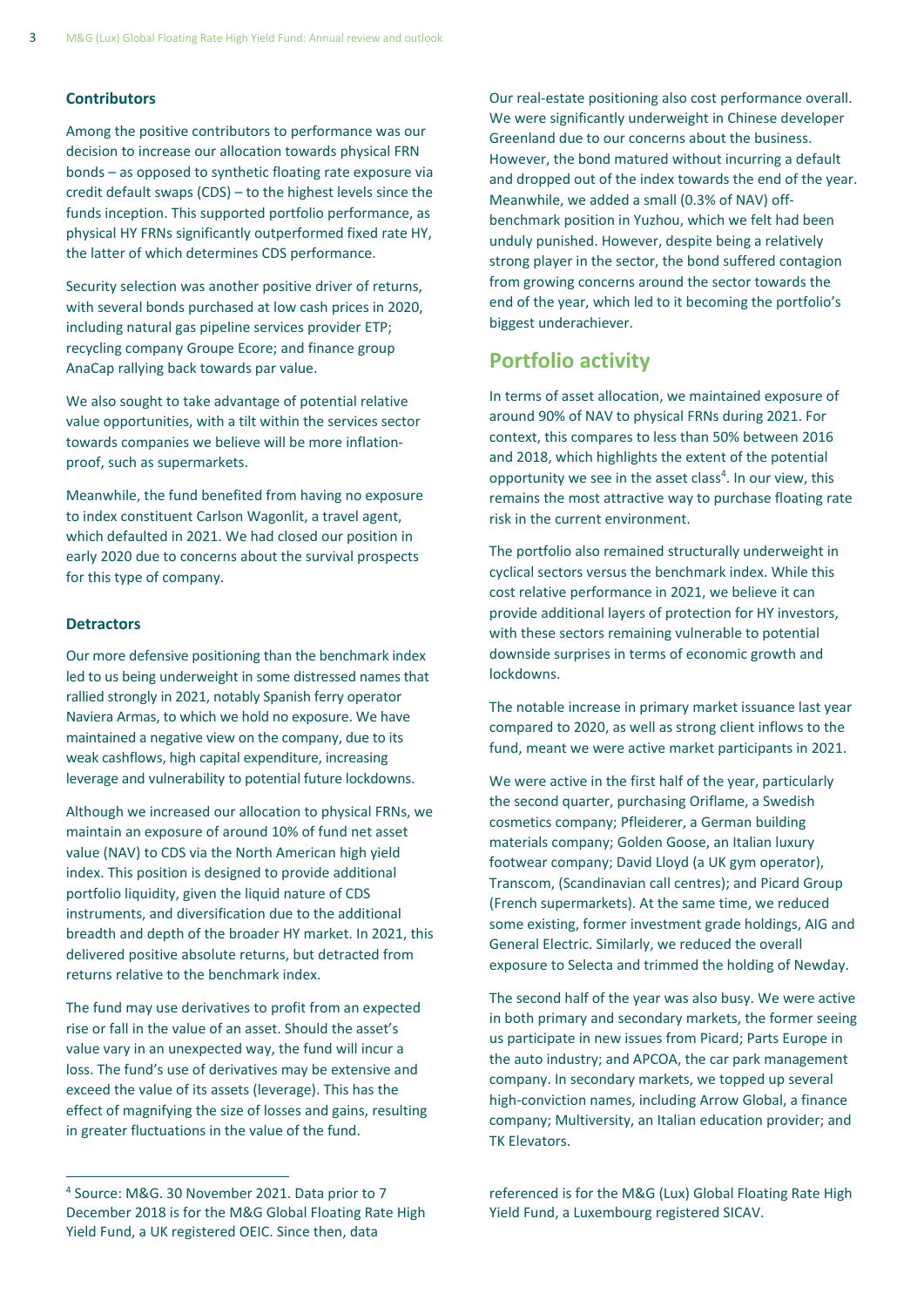### Contributors

Among the positive contributors to performance was our decision to increase our allocation towards physical FRN bonds – as opposed to synthetic floating rate exposure via credit default swaps (CDS) – to the highest levels since the funds inception. This supported portfolio performance, as physical HY FRNs significantly outperformed fixed rate HY, the latter of which determines CDS performance.

Security selection was another positive driver of returns, with several bonds purchased at low cash prices in 2020, including natural gas pipeline services provider ETP; recycling company Groupe Ecore; and finance group AnaCap rallying back towards par value.

We also sought to take advantage of potential relative value opportunities, with a tilt within the services sector towards companies we believe will be more inflation-proof, such as supermarkets.

Meanwhile, the fund benefited from having no exposure to index constituent Carlson Wagonlit, a travel agent, which defaulted in 2021. We had closed our position in early 2020 due to concerns about the survival prospects for this type of company.

### Detractors

Our more defensive positioning than the benchmark index led to us being underweight in some distressed names that rallied strongly in 2021, notably Spanish ferry operator Naviera Armas, to which we hold no exposure. We have maintained a negative view on the company, due to its weak cashflows, high capital expenditure, increasing leverage and vulnerability to potential future lockdowns.

Although we increased our allocation to physical FRNs, we maintain an exposure of around 10% of fund net asset value (NAV) to CDS via the North American high yield index. This position is designed to provide additional portfolio liquidity, given the liquid nature of CDS instruments, and diversification due to the additional breadth and depth of the broader HY market. In 2021, this delivered positive absolute returns, but detracted from returns relative to the benchmark index.

The fund may use derivatives to profit from an expected rise or fall in the value of an asset. Should the asset's value vary in an unexpected way, the fund will incur a loss. The fund's use of derivatives may be extensive and exceed the value of its assets (leverage). This has the effect of magnifying the size of losses and gains, resulting in greater fluctuations in the value of the fund.

Our real-estate positioning also cost performance overall. We were significantly underweight in Chinese developer Greenland due to our concerns about the business. However, the bond matured without incurring a default and dropped out of the index towards the end of the year. Meanwhile, we added a small (0.3% of NAV) off-benchmark position in Yuzhou, which we felt had been unduly punished. However, despite being a relatively strong player in the sector, the bond suffered contagion from growing concerns around the sector towards the end of the year, which led to it becoming the portfolio's biggest underachiever.

## Portfolio activity

In terms of asset allocation, we maintained exposure of around 90% of NAV to physical FRNs during 2021. For context, this compares to less than 50% between 2016 and 2018, which highlights the extent of the potential opportunity we see in the asset class[4]. In our view, this remains the most attractive way to purchase floating rate risk in the current environment.

The portfolio also remained structurally underweight in cyclical sectors versus the benchmark index. While this cost relative performance in 2021, we believe it can provide additional layers of protection for HY investors, with these sectors remaining vulnerable to potential downside surprises in terms of economic growth and lockdowns.

The notable increase in primary market issuance last year compared to 2020, as well as strong client inflows to the fund, meant we were active market participants in 2021.

We were active in the first half of the year, particularly the second quarter, purchasing Oriflame, a Swedish cosmetics company; Pfleiderer, a German building materials company; Golden Goose, an Italian luxury footwear company; David Lloyd (a UK gym operator), Transcom, (Scandinavian call centres); and Picard Group (French supermarkets). At the same time, we reduced some existing, former investment grade holdings, AIG and General Electric. Similarly, we reduced the overall exposure to Selecta and trimmed the holding of Newday.

The second half of the year was also busy. We were active in both primary and secondary markets, the former seeing us participate in new issues from Picard; Parts Europe in the auto industry; and APCOA, the car park management company. In secondary markets, we topped up several high-conviction names, including Arrow Global, a finance company; Multiversity, an Italian education provider; and TK Elevators.

---

[4] Source: M&G. 30 November 2021. Data prior to 7 December 2018 is for the M&G Global Floating Rate High Yield Fund, a UK registered OEIC. Since then, data referenced is for the M&G (Lux) Global Floating Rate High Yield Fund, a Luxembourg registered SICAV.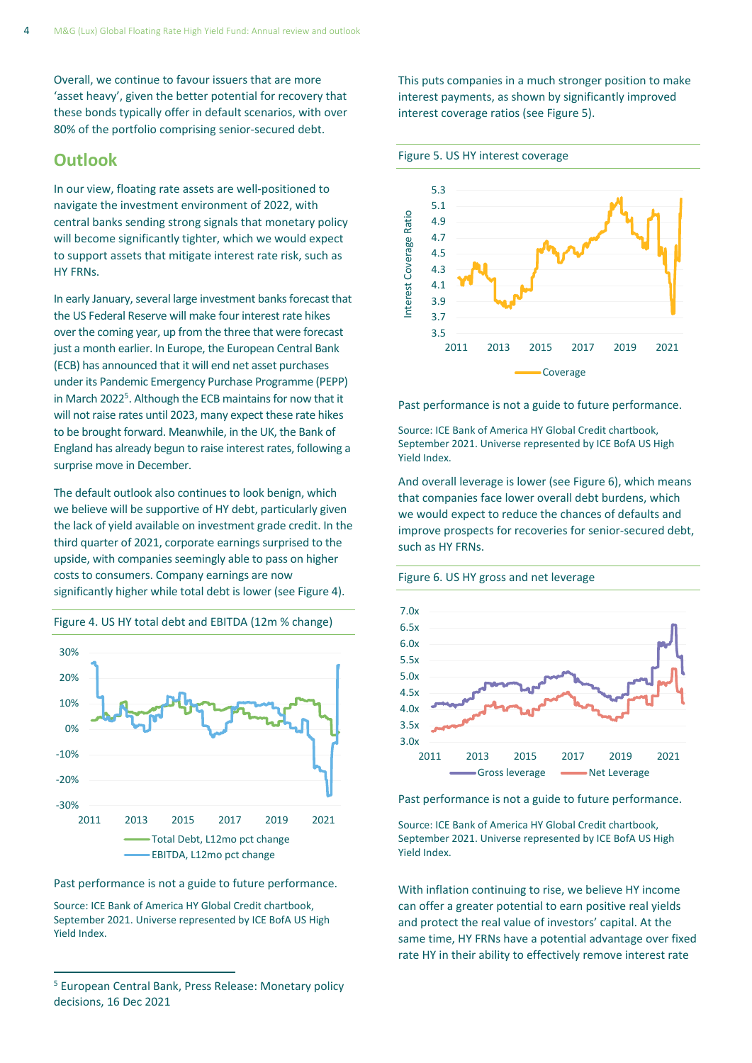Overall, we continue to favour issuers that are more 'asset heavy', given the better potential for recovery that these bonds typically offer in default scenarios, with over 80% of the portfolio comprising senior-secured debt.

## Outlook

In our view, floating rate assets are well-positioned to navigate the investment environment of 2022, with central banks sending strong signals that monetary policy will become significantly tighter, which we would expect to support assets that mitigate interest rate risk, such as HY FRNs.

In early January, several large investment banks forecast that the US Federal Reserve will make four interest rate hikes over the coming year, up from the three that were forecast just a month earlier. In Europe, the European Central Bank (ECB) has announced that it will end net asset purchases under its Pandemic Emergency Purchase Programme (PEPP) in March 2022[5]. Although the ECB maintains for now that it will not raise rates until 2023, many expect these rate hikes to be brought forward. Meanwhile, in the UK, the Bank of England has already begun to raise interest rates, following a surprise move in December.

The default outlook also continues to look benign, which we believe will be supportive of HY debt, particularly given the lack of yield available on investment grade credit. In the third quarter of 2021, corporate earnings surprised to the upside, with companies seemingly able to pass on higher costs to consumers. Company earnings are now significantly higher while total debt is lower (see Figure 4).

Figure 4. US HY total debt and EBITDA (12m % change)

Past performance is not a guide to future performance.

Source: ICE Bank of America HY Global Credit chartbook, September 2021. Universe represented by ICE BofA US High Yield Index.

This puts companies in a much stronger position to make interest payments, as shown by significantly improved interest coverage ratios (see Figure 5).

Figure 5. US HY interest coverage

Past performance is not a guide to future performance.

Source: ICE Bank of America HY Global Credit chartbook, September 2021. Universe represented by ICE BofA US High Yield Index.

And overall leverage is lower (see Figure 6), which means that companies face lower overall debt burdens, which we would expect to reduce the chances of defaults and improve prospects for recoveries for senior-secured debt, such as HY FRNs.

Figure 6. US HY gross and net leverage

Past performance is not a guide to future performance.

Source: ICE Bank of America HY Global Credit chartbook, September 2021. Universe represented by ICE BofA US High Yield Index.

With inflation continuing to rise, we believe HY income can offer a greater potential to earn positive real yields and protect the real value of investors' capital. At the same time, HY FRNs have a potential advantage over fixed rate HY in their ability to effectively remove interest rate

---

[5] European Central Bank, Press Release: Monetary policy decisions, 16 Dec 2021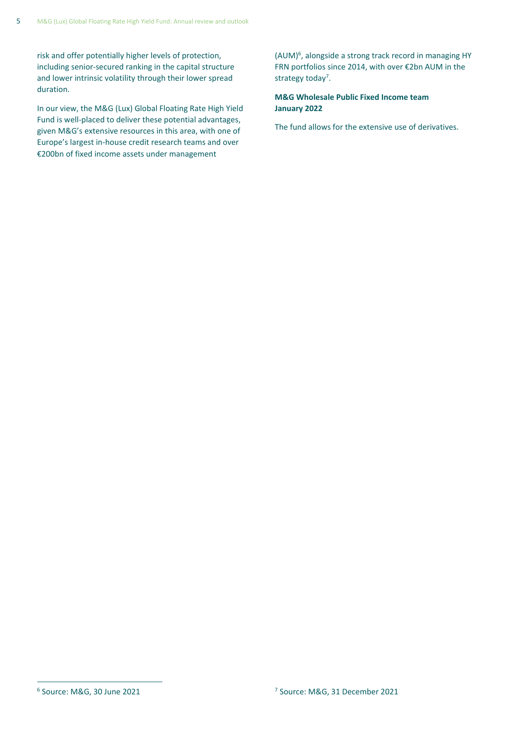risk and offer potentially higher levels of protection, including senior-secured ranking in the capital structure and lower intrinsic volatility through their lower spread duration.

In our view, the M&G (Lux) Global Floating Rate High Yield Fund is well-placed to deliver these potential advantages, given M&G's extensive resources in this area, with one of Europe's largest in-house credit research teams and over €200bn of fixed income assets under management (AUM)[6], alongside a strong track record in managing HY FRN portfolios since 2014, with over €2bn AUM in the strategy today[7].

**M&G Wholesale Public Fixed Income team**
**January 2022**

The fund allows for the extensive use of derivatives.

---

[6] Source: M&G, 30 June 2021

[7] Source: M&G, 31 December 2021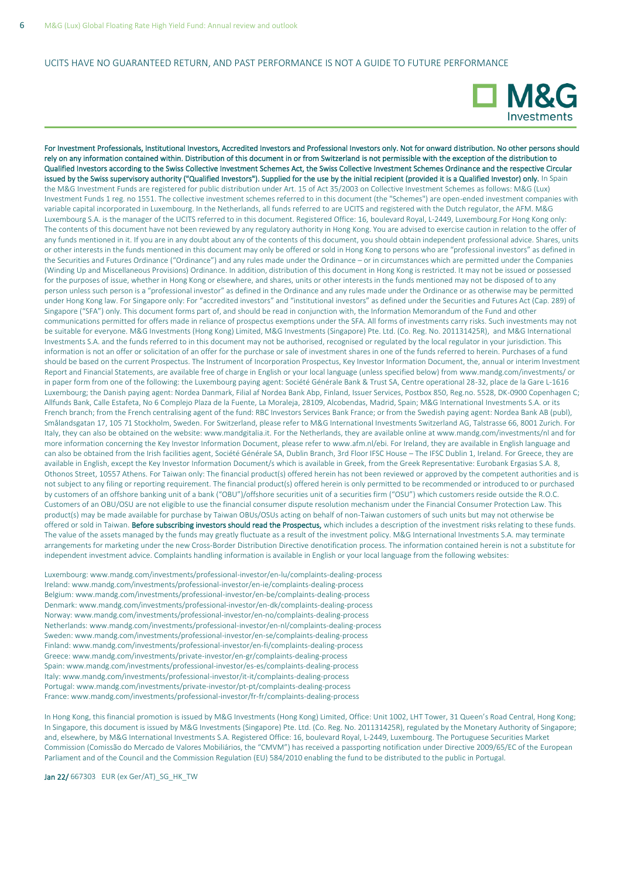UCITS HAVE NO GUARANTEED RETURN, AND PAST PERFORMANCE IS NOT A GUIDE TO FUTURE PERFORMANCE

M&G Investments

**For Investment Professionals, Institutional Investors, Accredited Investors and Professional Investors only. Not for onward distribution. No other persons should rely on any information contained within. Distribution of this document in or from Switzerland is not permissible with the exception of the distribution to Qualified Investors according to the Swiss Collective Investment Schemes Act, the Swiss Collective Investment Schemes Ordinance and the respective Circular issued by the Swiss supervisory authority ("Qualified Investors"). Supplied for the use by the initial recipient (provided it is a Qualified Investor) only.** In Spain the M&G Investment Funds are registered for public distribution under Art. 15 of Act 35/2003 on Collective Investment Schemes as follows: M&G (Lux) Investment Funds 1 reg. no 1551. The collective investment schemes referred to in this document (the "Schemes") are open-ended investment companies with variable capital incorporated in Luxembourg. In the Netherlands, all funds referred to are UCITS and registered with the Dutch regulator, the AFM. M&G Luxembourg S.A. is the manager of the UCITS referred to in this document. Registered Office: 16, boulevard Royal, L-2449, Luxembourg.For Hong Kong only: The contents of this document have not been reviewed by any regulatory authority in Hong Kong. You are advised to exercise caution in relation to the offer of any funds mentioned in it. If you are in any doubt about any of the contents of this document, you should obtain independent professional advice. Shares, units or other interests in the funds mentioned in this document may only be offered or sold in Hong Kong to persons who are "professional investors" as defined in the Securities and Futures Ordinance ("Ordinance") and any rules made under the Ordinance – or in circumstances which are permitted under the Companies (Winding Up and Miscellaneous Provisions) Ordinance. In addition, distribution of this document in Hong Kong is restricted. It may not be issued or possessed for the purposes of issue, whether in Hong Kong or elsewhere, and shares, units or other interests in the funds mentioned may not be disposed of to any person unless such person is a "professional investor" as defined in the Ordinance and any rules made under the Ordinance or as otherwise may be permitted under Hong Kong law. For Singapore only: For "accredited investors" and "institutional investors" as defined under the Securities and Futures Act (Cap. 289) of Singapore ("SFA") only. This document forms part of, and should be read in conjunction with, the Information Memorandum of the Fund and other communications permitted for offers made in reliance of prospectus exemptions under the SFA. All forms of investments carry risks. Such investments may not be suitable for everyone. M&G Investments (Hong Kong) Limited, M&G Investments (Singapore) Pte. Ltd. (Co. Reg. No. 201131425R), and M&G International Investments S.A. and the funds referred to in this document may not be authorised, recognised or regulated by the local regulator in your jurisdiction. This information is not an offer or solicitation of an offer for the purchase or sale of investment shares in one of the funds referred to herein. Purchases of a fund should be based on the current Prospectus. The Instrument of Incorporation Prospectus, Key Investor Information Document, the, annual or interim Investment Report and Financial Statements, are available free of charge in English or your local language (unless specified below) from www.mandg.com/investments/ or in paper form from one of the following: the Luxembourg paying agent: Société Générale Bank & Trust SA, Centre operational 28-32, place de la Gare L-1616 Luxembourg; the Danish paying agent: Nordea Danmark, Filial af Nordea Bank Abp, Finland, Issuer Services, Postbox 850, Reg.no. 5528, DK-0900 Copenhagen C; Allfunds Bank, Calle Estafeta, No 6 Complejo Plaza de la Fuente, La Moraleja, 28109, Alcobendas, Madrid, Spain; M&G International Investments S.A. or its French branch; from the French centralising agent of the fund: RBC Investors Services Bank France; or from the Swedish paying agent: Nordea Bank AB (publ), Smålandsgatan 17, 105 71 Stockholm, Sweden. For Switzerland, please refer to M&G International Investments Switzerland AG, Talstrasse 66, 8001 Zurich. For Italy, they can also be obtained on the website: www.mandgitalia.it. For the Netherlands, they are available online at www.mandg.com/investments/nl and for more information concerning the Key Investor Information Document, please refer to www.afm.nl/ebi. For Ireland, they are available in English language and can also be obtained from the Irish facilities agent, Société Générale SA, Dublin Branch, 3rd Floor IFSC House – The IFSC Dublin 1, Ireland. For Greece, they are available in English, except the Key Investor Information Document/s which is available in Greek, from the Greek Representative: Eurobank Ergasias S.A. 8, Othonos Street, 10557 Athens. For Taiwan only: The financial product(s) offered herein has not been reviewed or approved by the competent authorities and is not subject to any filing or reporting requirement. The financial product(s) offered herein is only permitted to be recommended or introduced to or purchased by customers of an offshore banking unit of a bank ("OBU")/offshore securities unit of a securities firm ("OSU") which customers reside outside the R.O.C. Customers of an OBU/OSU are not eligible to use the financial consumer dispute resolution mechanism under the Financial Consumer Protection Law. This product(s) may be made available for purchase by Taiwan OBUs/OSUs acting on behalf of non-Taiwan customers of such units but may not otherwise be offered or sold in Taiwan. **Before subscribing investors should read the Prospectus,** which includes a description of the investment risks relating to these funds. The value of the assets managed by the funds may greatly fluctuate as a result of the investment policy. M&G International Investments S.A. may terminate arrangements for marketing under the new Cross-Border Distribution Directive denotification process. The information contained herein is not a substitute for independent investment advice. Complaints handling information is available in English or your local language from the following websites:

Luxembourg: www.mandg.com/investments/professional-investor/en-lu/complaints-dealing-process
Ireland: www.mandg.com/investments/professional-investor/en-ie/complaints-dealing-process
Belgium: www.mandg.com/investments/professional-investor/en-be/complaints-dealing-process
Denmark: www.mandg.com/investments/professional-investor/en-dk/complaints-dealing-process
Norway: www.mandg.com/investments/professional-investor/en-no/complaints-dealing-process
Netherlands: www.mandg.com/investments/professional-investor/en-nl/complaints-dealing-process
Sweden: www.mandg.com/investments/professional-investor/en-se/complaints-dealing-process
Finland: www.mandg.com/investments/professional-investor/en-fi/complaints-dealing-process
Greece: www.mandg.com/investments/private-investor/en-gr/complaints-dealing-process
Spain: www.mandg.com/investments/professional-investor/es-es/complaints-dealing-process
Italy: www.mandg.com/investments/professional-investor/it-it/complaints-dealing-process
Portugal: www.mandg.com/investments/private-investor/pt-pt/complaints-dealing-process
France: www.mandg.com/investments/professional-investor/fr-fr/complaints-dealing-process

In Hong Kong, this financial promotion is issued by M&G Investments (Hong Kong) Limited, Office: Unit 1002, LHT Tower, 31 Queen's Road Central, Hong Kong; In Singapore, this document is issued by M&G Investments (Singapore) Pte. Ltd. (Co. Reg. No. 201131425R), regulated by the Monetary Authority of Singapore; and, elsewhere, by M&G International Investments S.A. Registered Office: 16, boulevard Royal, L-2449, Luxembourg. The Portuguese Securities Market Commission (Comissão do Mercado de Valores Mobiliários, the "CMVM") has received a passporting notification under Directive 2009/65/EC of the European Parliament and of the Council and the Commission Regulation (EU) 584/2010 enabling the fund to be distributed to the public in Portugal.

**Jan 22/** 667303 EUR (ex Ger/AT)_SG_HK_TW